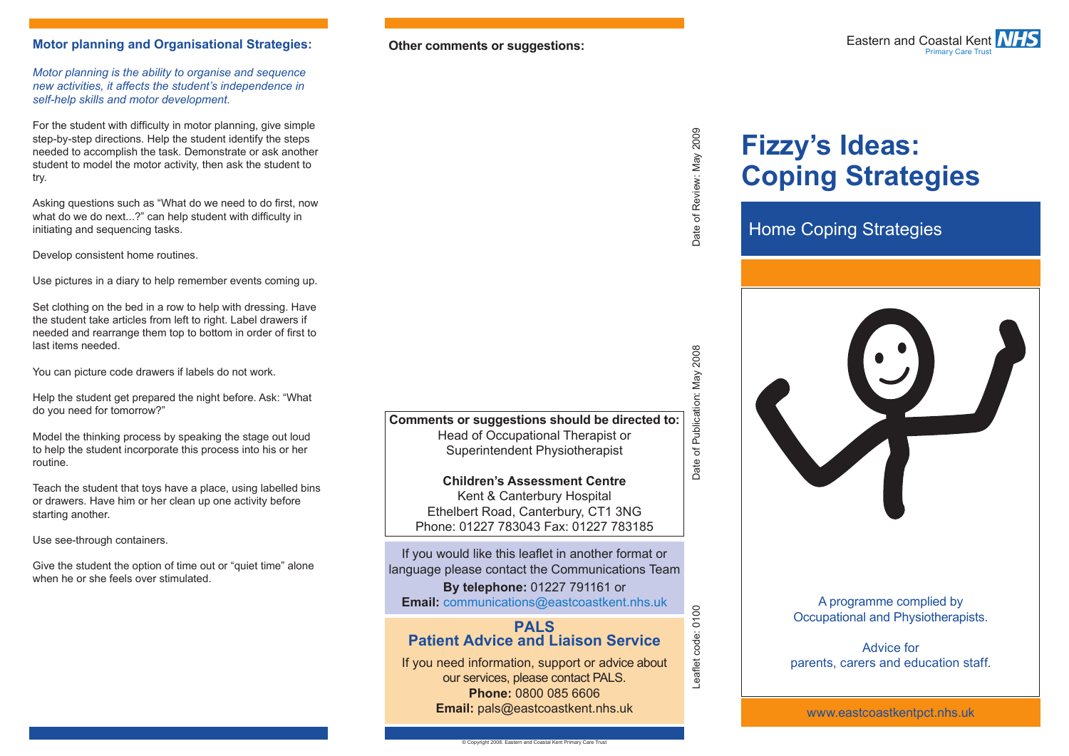## Motor planning and Organisational Strategies:

*Motor planning is the ability to organise and sequence new activities, it affects the student's independence in self-help skills and motor development.*

For the student with difficulty in motor planning, give simple step-by-step directions. Help the student identify the steps needed to accomplish the task. Demonstrate or ask another student to model the motor activity, then ask the student to try.

Asking questions such as "What do we need to do first, now what do we do next...?" can help student with difficulty in initiating and sequencing tasks.

Develop consistent home routines.

Use pictures in a diary to help remember events coming up.

Set clothing on the bed in a row to help with dressing. Have the student take articles from left to right. Label drawers if needed and rearrange them top to bottom in order of first to last items needed.

You can picture code drawers if labels do not work.

Help the student get prepared the night before. Ask: "What do you need for tomorrow?"

Model the thinking process by speaking the stage out loud to help the student incorporate this process into his or her routine.

Teach the student that toys have a place, using labelled bins or drawers. Have him or her clean up one activity before starting another.

Use see-through containers.

Give the student the option of time out or "quiet time" alone when he or she feels over stimulated.

## Other comments or suggestions:

**Comments or suggestions should be directed to:**
Head of Occupational Therapist or
Superintendent Physiotherapist

**Children's Assessment Centre**
Kent & Canterbury Hospital
Ethelbert Road, Canterbury, CT1 3NG
Phone: 01227 783043 Fax: 01227 783185

If you would like this leaflet in another format or language please contact the Communications Team
**By telephone:** 01227 791161 or
**Email:** communications@eastcoastkent.nhs.uk

**PALS**
**Patient Advice and Liaison Service**

If you need information, support or advice about our services, please contact PALS.
**Phone:** 0800 085 6606
**Email:** pals@eastcoastkent.nhs.uk

© Copyright 2008. Eastern and Coastal Kent Primary Care Trust

Date of Review: May 2009

Date of Publication: May 2008

Leaflet code: 0100

Eastern and Coastal Kent NHS
Primary Care Trust

# Fizzy's Ideas: Coping Strategies

## Home Coping Strategies

A programme complied by
Occupational and Physiotherapists.

Advice for
parents, carers and education staff.

www.eastcoastkentpct.nhs.uk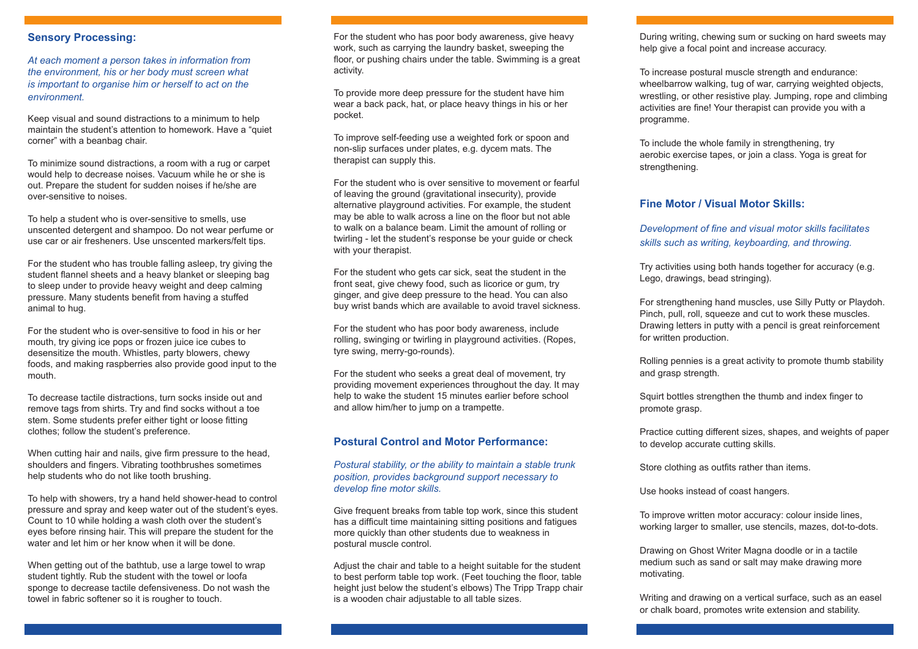## Sensory Processing:

*At each moment a person takes in information from the environment, his or her body must screen what is important to organise him or herself to act on the environment.*

Keep visual and sound distractions to a minimum to help maintain the student's attention to homework. Have a "quiet corner" with a beanbag chair.

To minimize sound distractions, a room with a rug or carpet would help to decrease noises. Vacuum while he or she is out. Prepare the student for sudden noises if he/she are over-sensitive to noises.

To help a student who is over-sensitive to smells, use unscented detergent and shampoo. Do not wear perfume or use car or air fresheners. Use unscented markers/felt tips.

For the student who has trouble falling asleep, try giving the student flannel sheets and a heavy blanket or sleeping bag to sleep under to provide heavy weight and deep calming pressure. Many students benefit from having a stuffed animal to hug.

For the student who is over-sensitive to food in his or her mouth, try giving ice pops or frozen juice ice cubes to desensitize the mouth. Whistles, party blowers, chewy foods, and making raspberries also provide good input to the mouth.

To decrease tactile distractions, turn socks inside out and remove tags from shirts. Try and find socks without a toe stem. Some students prefer either tight or loose fitting clothes; follow the student's preference.

When cutting hair and nails, give firm pressure to the head, shoulders and fingers. Vibrating toothbrushes sometimes help students who do not like tooth brushing.

To help with showers, try a hand held shower-head to control pressure and spray and keep water out of the student's eyes. Count to 10 while holding a wash cloth over the student's eyes before rinsing hair. This will prepare the student for the water and let him or her know when it will be done.

When getting out of the bathtub, use a large towel to wrap student tightly. Rub the student with the towel or loofa sponge to decrease tactile defensiveness. Do not wash the towel in fabric softener so it is rougher to touch.

For the student who has poor body awareness, give heavy work, such as carrying the laundry basket, sweeping the floor, or pushing chairs under the table. Swimming is a great activity.

To provide more deep pressure for the student have him wear a back pack, hat, or place heavy things in his or her pocket.

To improve self-feeding use a weighted fork or spoon and non-slip surfaces under plates, e.g. dycem mats. The therapist can supply this.

For the student who is over sensitive to movement or fearful of leaving the ground (gravitational insecurity), provide alternative playground activities. For example, the student may be able to walk across a line on the floor but not able to walk on a balance beam. Limit the amount of rolling or twirling - let the student's response be your guide or check with your therapist.

For the student who gets car sick, seat the student in the front seat, give chewy food, such as licorice or gum, try ginger, and give deep pressure to the head. You can also buy wrist bands which are available to avoid travel sickness.

For the student who has poor body awareness, include rolling, swinging or twirling in playground activities. (Ropes, tyre swing, merry-go-rounds).

For the student who seeks a great deal of movement, try providing movement experiences throughout the day. It may help to wake the student 15 minutes earlier before school and allow him/her to jump on a trampette.

## Postural Control and Motor Performance:

*Postural stability, or the ability to maintain a stable trunk position, provides background support necessary to develop fine motor skills.*

Give frequent breaks from table top work, since this student has a difficult time maintaining sitting positions and fatigues more quickly than other students due to weakness in postural muscle control.

Adjust the chair and table to a height suitable for the student to best perform table top work. (Feet touching the floor, table height just below the student's elbows) The Tripp Trapp chair is a wooden chair adjustable to all table sizes.

During writing, chewing sum or sucking on hard sweets may help give a focal point and increase accuracy.

To increase postural muscle strength and endurance: wheelbarrow walking, tug of war, carrying weighted objects, wrestling, or other resistive play. Jumping, rope and climbing activities are fine! Your therapist can provide you with a programme.

To include the whole family in strengthening, try aerobic exercise tapes, or join a class. Yoga is great for strengthening.

## Fine Motor / Visual Motor Skills:

*Development of fine and visual motor skills facilitates skills such as writing, keyboarding, and throwing.*

Try activities using both hands together for accuracy (e.g. Lego, drawings, bead stringing).

For strengthening hand muscles, use Silly Putty or Playdoh. Pinch, pull, roll, squeeze and cut to work these muscles. Drawing letters in putty with a pencil is great reinforcement for written production.

Rolling pennies is a great activity to promote thumb stability and grasp strength.

Squirt bottles strengthen the thumb and index finger to promote grasp.

Practice cutting different sizes, shapes, and weights of paper to develop accurate cutting skills.

Store clothing as outfits rather than items.

Use hooks instead of coast hangers.

To improve written motor accuracy: colour inside lines, working larger to smaller, use stencils, mazes, dot-to-dots.

Drawing on Ghost Writer Magna doodle or in a tactile medium such as sand or salt may make drawing more motivating.

Writing and drawing on a vertical surface, such as an easel or chalk board, promotes write extension and stability.